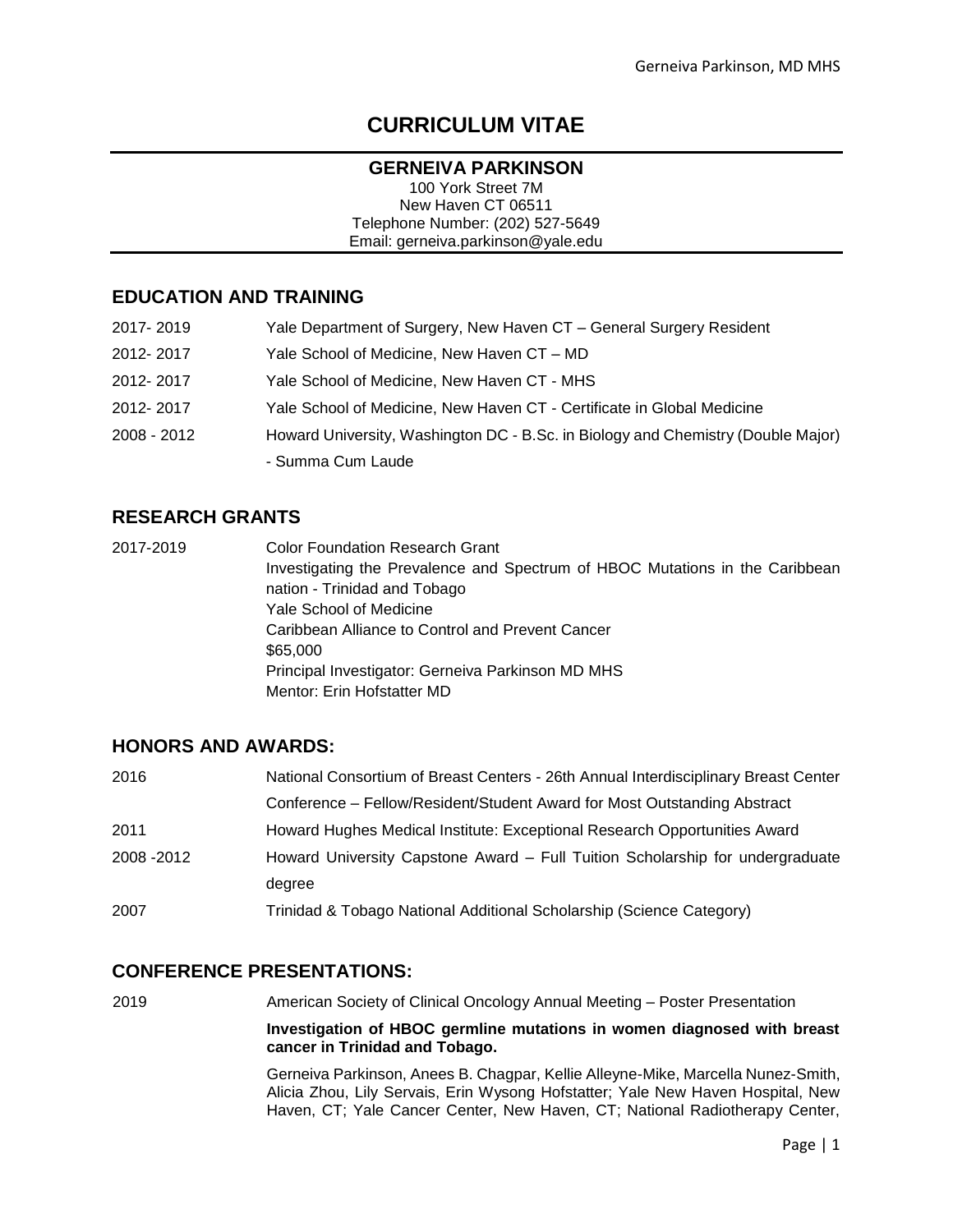# CURRICULUM VITAE

**GERNEIVA PARKINSON**
100 York Street 7M
New Haven CT 06511
Telephone Number: (202) 527-5649
Email: gerneiva.parkinson@yale.edu

## EDUCATION AND TRAINING

2017- 2019 Yale Department of Surgery, New Haven CT – General Surgery Resident

2012- 2017 Yale School of Medicine, New Haven CT – MD

2012- 2017 Yale School of Medicine, New Haven CT - MHS

2012- 2017 Yale School of Medicine, New Haven CT - Certificate in Global Medicine

2008 - 2012 Howard University, Washington DC - B.Sc. in Biology and Chemistry (Double Major) - Summa Cum Laude

## RESEARCH GRANTS

2017-2019 Color Foundation Research Grant
Investigating the Prevalence and Spectrum of HBOC Mutations in the Caribbean nation - Trinidad and Tobago
Yale School of Medicine
Caribbean Alliance to Control and Prevent Cancer
$65,000
Principal Investigator: Gerneiva Parkinson MD MHS
Mentor: Erin Hofstatter MD

## HONORS AND AWARDS:

2016 National Consortium of Breast Centers - 26th Annual Interdisciplinary Breast Center Conference – Fellow/Resident/Student Award for Most Outstanding Abstract

2011 Howard Hughes Medical Institute: Exceptional Research Opportunities Award

2008 -2012 Howard University Capstone Award – Full Tuition Scholarship for undergraduate degree

2007 Trinidad & Tobago National Additional Scholarship (Science Category)

## CONFERENCE PRESENTATIONS:

2019 American Society of Clinical Oncology Annual Meeting – Poster Presentation

**Investigation of HBOC germline mutations in women diagnosed with breast cancer in Trinidad and Tobago.**

Gerneiva Parkinson, Anees B. Chagpar, Kellie Alleyne-Mike, Marcella Nunez-Smith, Alicia Zhou, Lily Servais, Erin Wysong Hofstatter; Yale New Haven Hospital, New Haven, CT; Yale Cancer Center, New Haven, CT; National Radiotherapy Center,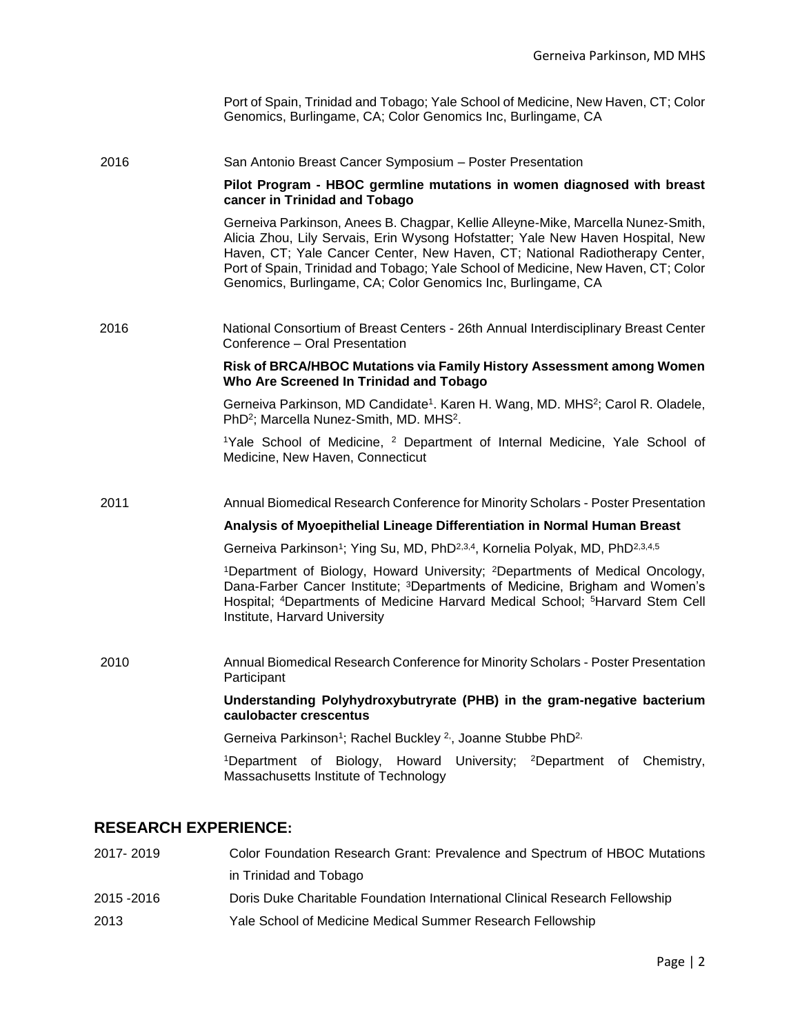Port of Spain, Trinidad and Tobago; Yale School of Medicine, New Haven, CT; Color Genomics, Burlingame, CA; Color Genomics Inc, Burlingame, CA

2016 San Antonio Breast Cancer Symposium – Poster Presentation

**Pilot Program - HBOC germline mutations in women diagnosed with breast cancer in Trinidad and Tobago**

Gerneiva Parkinson, Anees B. Chagpar, Kellie Alleyne-Mike, Marcella Nunez-Smith, Alicia Zhou, Lily Servais, Erin Wysong Hofstatter; Yale New Haven Hospital, New Haven, CT; Yale Cancer Center, New Haven, CT; National Radiotherapy Center, Port of Spain, Trinidad and Tobago; Yale School of Medicine, New Haven, CT; Color Genomics, Burlingame, CA; Color Genomics Inc, Burlingame, CA

2016 National Consortium of Breast Centers - 26th Annual Interdisciplinary Breast Center Conference – Oral Presentation

**Risk of BRCA/HBOC Mutations via Family History Assessment among Women Who Are Screened In Trinidad and Tobago**

Gerneiva Parkinson, MD Candidate[1]. Karen H. Wang, MD. MHS[2]; Carol R. Oladele, PhD[2]; Marcella Nunez-Smith, MD. MHS[2].

[1]Yale School of Medicine, [2] Department of Internal Medicine, Yale School of Medicine, New Haven, Connecticut

2011 Annual Biomedical Research Conference for Minority Scholars - Poster Presentation

**Analysis of Myoepithelial Lineage Differentiation in Normal Human Breast**

Gerneiva Parkinson[1]; Ying Su, MD, PhD[2,3,4], Kornelia Polyak, MD, PhD[2,3,4,5]

[1]Department of Biology, Howard University; [2]Departments of Medical Oncology, Dana-Farber Cancer Institute; [3]Departments of Medicine, Brigham and Women's Hospital; [4]Departments of Medicine Harvard Medical School; [5]Harvard Stem Cell Institute, Harvard University

2010 Annual Biomedical Research Conference for Minority Scholars - Poster Presentation Participant

**Understanding Polyhydroxybutryrate (PHB) in the gram-negative bacterium caulobacter crescentus**

Gerneiva Parkinson[1]; Rachel Buckley [2,], Joanne Stubbe PhD[2,]

[1]Department of Biology, Howard University; [2]Department of Chemistry, Massachusetts Institute of Technology

## RESEARCH EXPERIENCE:

2017- 2019 Color Foundation Research Grant: Prevalence and Spectrum of HBOC Mutations in Trinidad and Tobago

2015 -2016 Doris Duke Charitable Foundation International Clinical Research Fellowship

2013 Yale School of Medicine Medical Summer Research Fellowship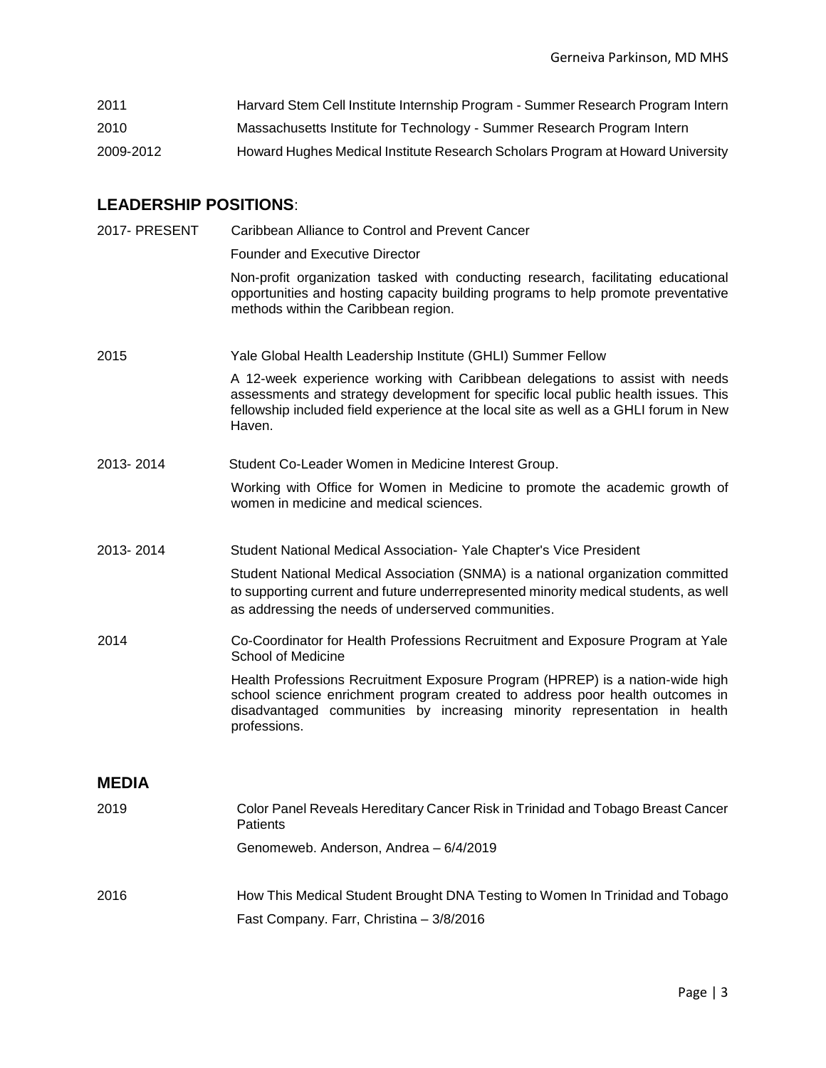2011 Harvard Stem Cell Institute Internship Program - Summer Research Program Intern

2010 Massachusetts Institute for Technology - Summer Research Program Intern

2009-2012 Howard Hughes Medical Institute Research Scholars Program at Howard University

## LEADERSHIP POSITIONS:

**2017- PRESENT** Caribbean Alliance to Control and Prevent Cancer

Founder and Executive Director

Non-profit organization tasked with conducting research, facilitating educational opportunities and hosting capacity building programs to help promote preventative methods within the Caribbean region.

**2015** Yale Global Health Leadership Institute (GHLI) Summer Fellow

A 12-week experience working with Caribbean delegations to assist with needs assessments and strategy development for specific local public health issues. This fellowship included field experience at the local site as well as a GHLI forum in New Haven.

**2013- 2014** Student Co-Leader Women in Medicine Interest Group.

Working with Office for Women in Medicine to promote the academic growth of women in medicine and medical sciences.

**2013- 2014** Student National Medical Association- Yale Chapter's Vice President

Student National Medical Association (SNMA) is a national organization committed to supporting current and future underrepresented minority medical students, as well as addressing the needs of underserved communities.

**2014** Co-Coordinator for Health Professions Recruitment and Exposure Program at Yale School of Medicine

Health Professions Recruitment Exposure Program (HPREP) is a nation-wide high school science enrichment program created to address poor health outcomes in disadvantaged communities by increasing minority representation in health professions.

## MEDIA

**2019** Color Panel Reveals Hereditary Cancer Risk in Trinidad and Tobago Breast Cancer Patients

Genomeweb. Anderson, Andrea – 6/4/2019

**2016** How This Medical Student Brought DNA Testing to Women In Trinidad and Tobago

Fast Company. Farr, Christina – 3/8/2016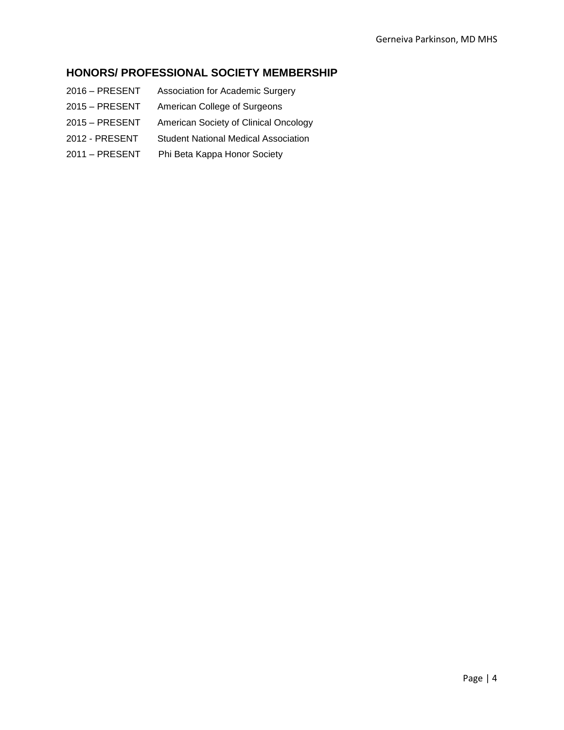## HONORS/ PROFESSIONAL SOCIETY MEMBERSHIP

2016 – PRESENT Association for Academic Surgery

2015 – PRESENT American College of Surgeons

2015 – PRESENT American Society of Clinical Oncology

2012 - PRESENT Student National Medical Association

2011 – PRESENT Phi Beta Kappa Honor Society